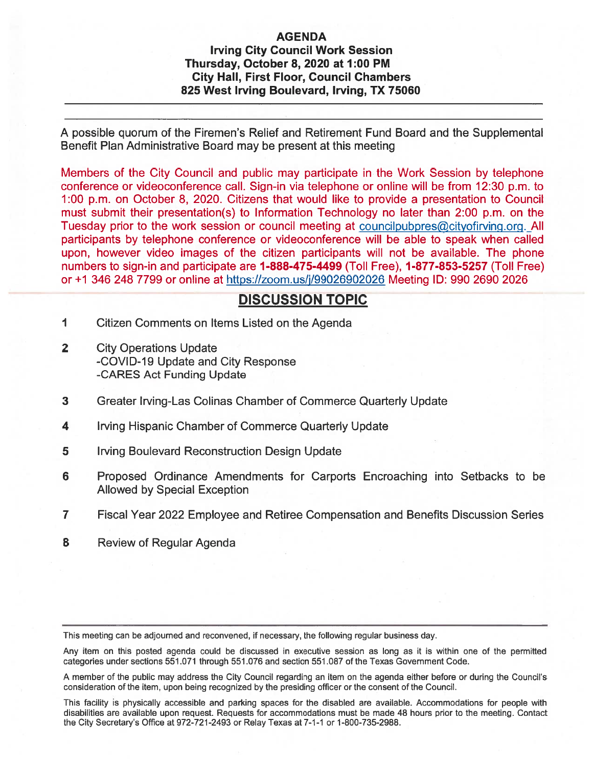# AGENDA

**Irving City Council Work Session**
**Thursday, October 8, 2020 at 1:00 PM**
**City Hall, First Floor, Council Chambers**
**825 West Irving Boulevard, Irving, TX 75060**

---

A possible quorum of the Firemen's Relief and Retirement Fund Board and the Supplemental Benefit Plan Administrative Board may be present at this meeting

Members of the City Council and public may participate in the Work Session by telephone conference or videoconference call. Sign-in via telephone or online will be from 12:30 p.m. to 1:00 p.m. on October 8, 2020. Citizens that would like to provide a presentation to Council must submit their presentation(s) to Information Technology no later than 2:00 p.m. on the Tuesday prior to the work session or council meeting at councilpubpres@cityofirving.org. All participants by telephone conference or videoconference will be able to speak when called upon, however video images of the citizen participants will not be available. The phone numbers to sign-in and participate are **1-888-475-4499** (Toll Free), **1-877-853-5257** (Toll Free) or +1 346 248 7799 or online at https://zoom.us/j/99026902026 Meeting ID: 990 2690 2026

## DISCUSSION TOPIC

1. Citizen Comments on Items Listed on the Agenda
2. City Operations Update
   -COVID-19 Update and City Response
   -CARES Act Funding Update
3. Greater Irving-Las Colinas Chamber of Commerce Quarterly Update
4. Irving Hispanic Chamber of Commerce Quarterly Update
5. Irving Boulevard Reconstruction Design Update
6. Proposed Ordinance Amendments for Carports Encroaching into Setbacks to be Allowed by Special Exception
7. Fiscal Year 2022 Employee and Retiree Compensation and Benefits Discussion Series
8. Review of Regular Agenda

---

This meeting can be adjourned and reconvened, if necessary, the following regular business day.

Any item on this posted agenda could be discussed in executive session as long as it is within one of the permitted categories under sections 551.071 through 551.076 and section 551.087 of the Texas Government Code.

A member of the public may address the City Council regarding an item on the agenda either before or during the Council's consideration of the item, upon being recognized by the presiding officer or the consent of the Council.

This facility is physically accessible and parking spaces for the disabled are available. Accommodations for people with disabilities are available upon request. Requests for accommodations must be made 48 hours prior to the meeting. Contact the City Secretary's Office at 972-721-2493 or Relay Texas at 7-1-1 or 1-800-735-2988.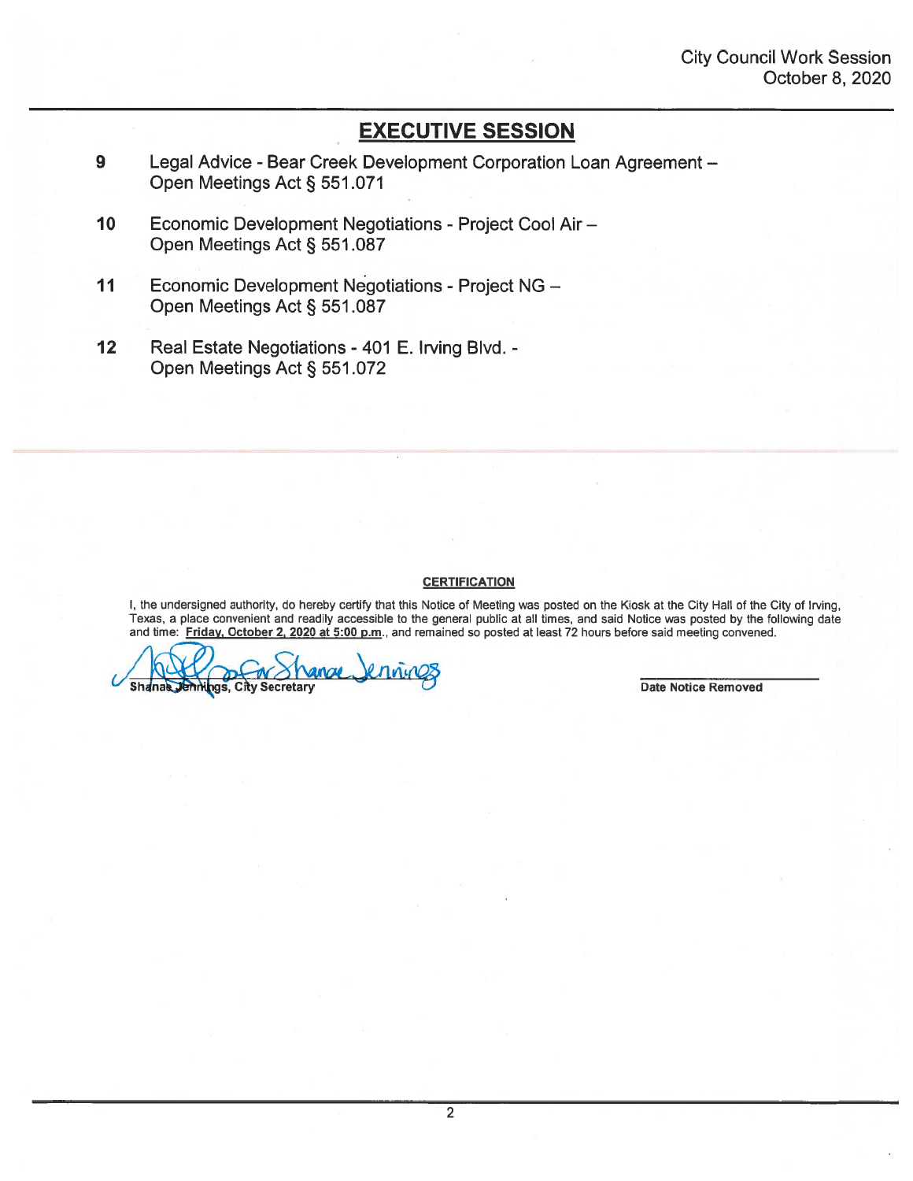## EXECUTIVE SESSION

**9** Legal Advice - Bear Creek Development Corporation Loan Agreement – Open Meetings Act § 551.071

**10** Economic Development Negotiations - Project Cool Air – Open Meetings Act § 551.087

**11** Economic Development Negotiations - Project NG – Open Meetings Act § 551.087

**12** Real Estate Negotiations - 401 E. Irving Blvd. - Open Meetings Act § 551.072

**CERTIFICATION**

I, the undersigned authority, do hereby certify that this Notice of Meeting was posted on the Kiosk at the City Hall of the City of Irving, Texas, a place convenient and readily accessible to the general public at all times, and said Notice was posted by the following date and time: **Friday, October 2, 2020 at 5:00 p.m.**, and remained so posted at least 72 hours before said meeting convened.

**Shanae Jennings, City Secretary**

**Date Notice Removed**